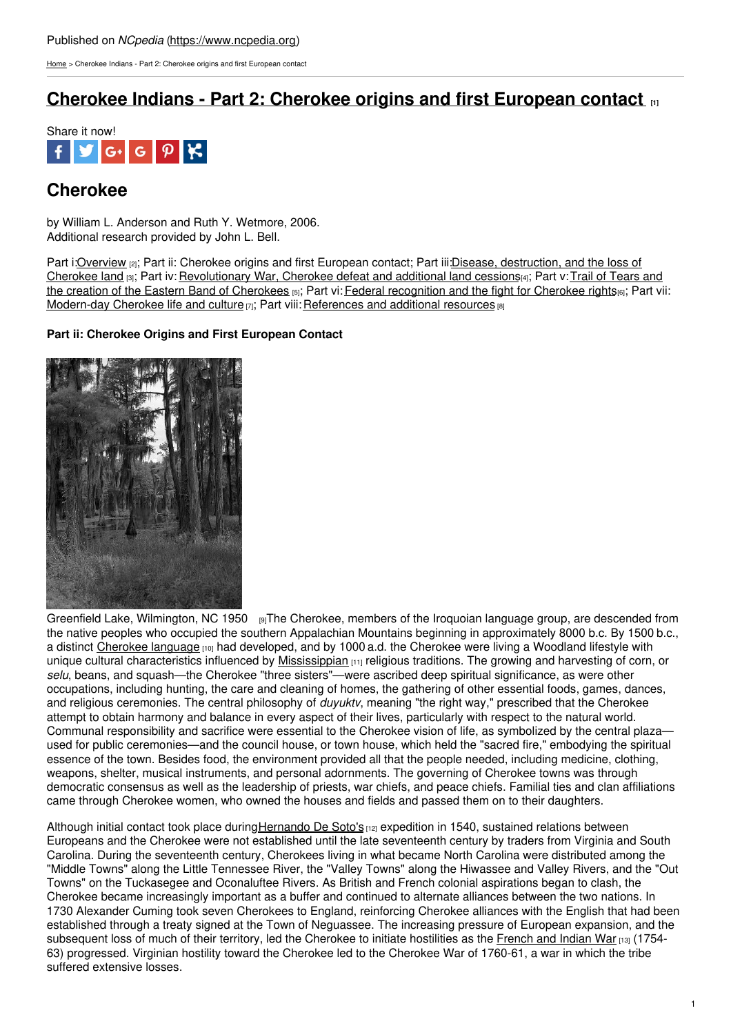Published on *NCpedia* (https://www.ncpedia.org)

Home > Cherokee Indians - Part 2: Cherokee origins and first European contact

# Cherokee Indians - Part 2: Cherokee origins and first European contact [1]

Share it now!

## Cherokee

by William L. Anderson and Ruth Y. Wetmore, 2006.
Additional research provided by John L. Bell.

Part i:Overview [2]; Part ii: Cherokee origins and first European contact; Part iii:Disease, destruction, and the loss of Cherokee land [3]; Part iv: Revolutionary War, Cherokee defeat and additional land cessions[4]; Part v: Trail of Tears and the creation of the Eastern Band of Cherokees [5]; Part vi: Federal recognition and the fight for Cherokee rights[6]; Part vii: Modern-day Cherokee life and culture [7]; Part viii: References and additional resources [8]

**Part ii: Cherokee Origins and First European Contact**

Greenfield Lake, Wilmington, NC 1950 [9]

The Cherokee, members of the Iroquoian language group, are descended from the native peoples who occupied the southern Appalachian Mountains beginning in approximately 8000 b.c. By 1500 b.c., a distinct Cherokee language [10] had developed, and by 1000 a.d. the Cherokee were living a Woodland lifestyle with unique cultural characteristics influenced by Mississippian [11] religious traditions. The growing and harvesting of corn, or *selu*, beans, and squash—the Cherokee "three sisters"—were ascribed deep spiritual significance, as were other occupations, including hunting, the care and cleaning of homes, the gathering of other essential foods, games, dances, and religious ceremonies. The central philosophy of *duyuktv*, meaning "the right way," prescribed that the Cherokee attempt to obtain harmony and balance in every aspect of their lives, particularly with respect to the natural world. Communal responsibility and sacrifice were essential to the Cherokee vision of life, as symbolized by the central plaza—used for public ceremonies—and the council house, or town house, which held the "sacred fire," embodying the spiritual essence of the town. Besides food, the environment provided all that the people needed, including medicine, clothing, weapons, shelter, musical instruments, and personal adornments. The governing of Cherokee towns was through democratic consensus as well as the leadership of priests, war chiefs, and peace chiefs. Familial ties and clan affiliations came through Cherokee women, who owned the houses and fields and passed them on to their daughters.

Although initial contact took place during Hernando De Soto's [12] expedition in 1540, sustained relations between Europeans and the Cherokee were not established until the late seventeenth century by traders from Virginia and South Carolina. During the seventeenth century, Cherokees living in what became North Carolina were distributed among the "Middle Towns" along the Little Tennessee River, the "Valley Towns" along the Hiwassee and Valley Rivers, and the "Out Towns" on the Tuckasegee and Oconaluftee Rivers. As British and French colonial aspirations began to clash, the Cherokee became increasingly important as a buffer and continued to alternate alliances between the two nations. In 1730 Alexander Cuming took seven Cherokees to England, reinforcing Cherokee alliances with the English that had been established through a treaty signed at the Town of Neguassee. The increasing pressure of European expansion, and the subsequent loss of much of their territory, led the Cherokee to initiate hostilities as the French and Indian War [13] (1754-63) progressed. Virginian hostility toward the Cherokee led to the Cherokee War of 1760-61, a war in which the tribe suffered extensive losses.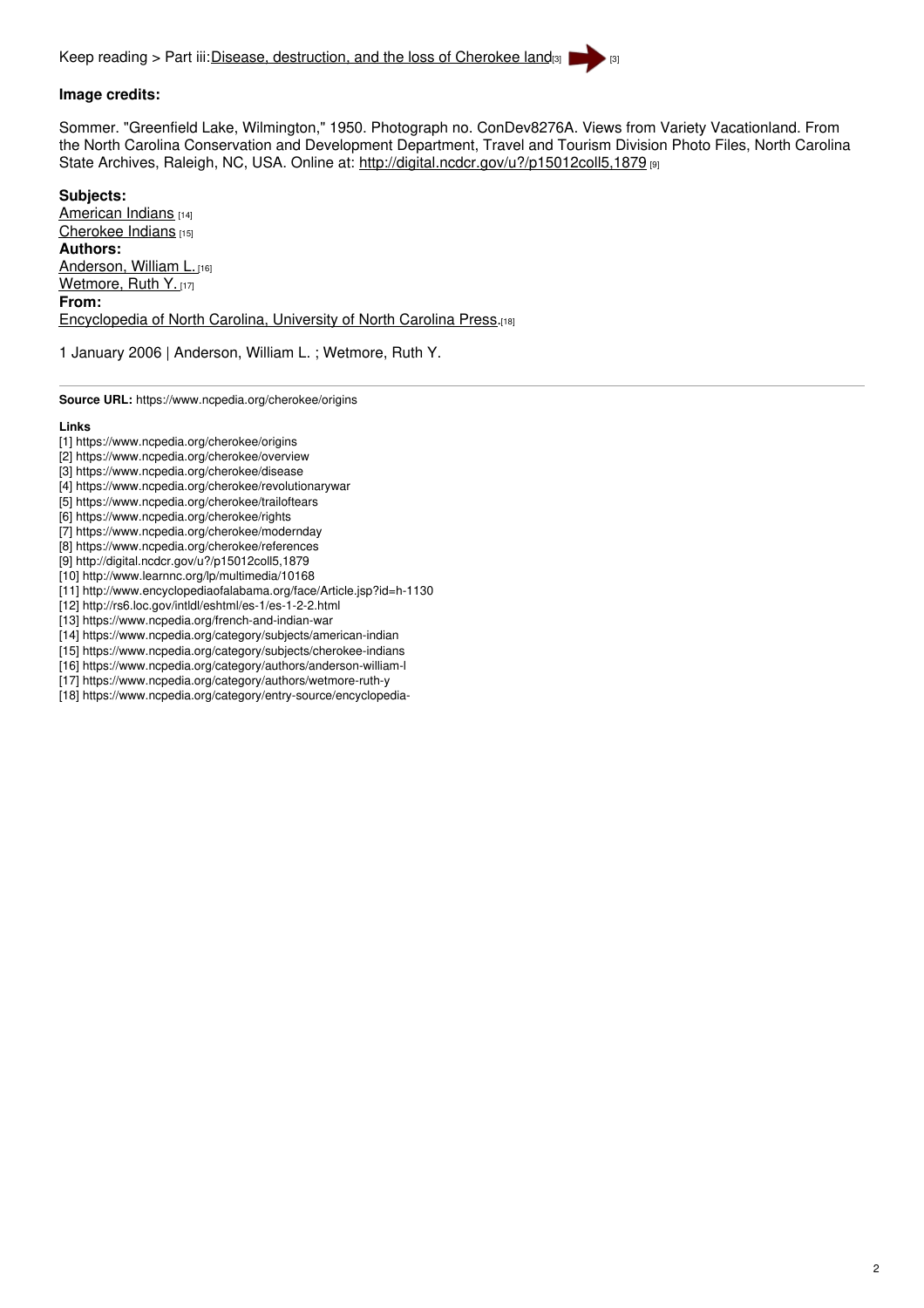Keep reading > Part iii: Disease, destruction, and the loss of Cherokee land[3] [3]

**Image credits:**

Sommer. "Greenfield Lake, Wilmington," 1950. Photograph no. ConDev8276A. Views from Variety Vacationland. From the North Carolina Conservation and Development Department, Travel and Tourism Division Photo Files, North Carolina State Archives, Raleigh, NC, USA. Online at: http://digital.ncdcr.gov/u?/p15012coll5,1879 [9]

**Subjects:**
American Indians [14]
Cherokee Indians [15]
**Authors:**
Anderson, William L. [16]
Wetmore, Ruth Y. [17]
**From:**
Encyclopedia of North Carolina, University of North Carolina Press.[18]

1 January 2006 | Anderson, William L. ; Wetmore, Ruth Y.

---

**Source URL:** https://www.ncpedia.org/cherokee/origins

**Links**
[1] https://www.ncpedia.org/cherokee/origins
[2] https://www.ncpedia.org/cherokee/overview
[3] https://www.ncpedia.org/cherokee/disease
[4] https://www.ncpedia.org/cherokee/revolutionarywar
[5] https://www.ncpedia.org/cherokee/trailoftears
[6] https://www.ncpedia.org/cherokee/rights
[7] https://www.ncpedia.org/cherokee/modernday
[8] https://www.ncpedia.org/cherokee/references
[9] http://digital.ncdcr.gov/u?/p15012coll5,1879
[10] http://www.learnnc.org/lp/multimedia/10168
[11] http://www.encyclopediaofalabama.org/face/Article.jsp?id=h-1130
[12] http://rs6.loc.gov/intldl/eshtml/es-1/es-1-2-2.html
[13] https://www.ncpedia.org/french-and-indian-war
[14] https://www.ncpedia.org/category/subjects/american-indian
[15] https://www.ncpedia.org/category/subjects/cherokee-indians
[16] https://www.ncpedia.org/category/authors/anderson-william-l
[17] https://www.ncpedia.org/category/authors/wetmore-ruth-y
[18] https://www.ncpedia.org/category/entry-source/encyclopedia-